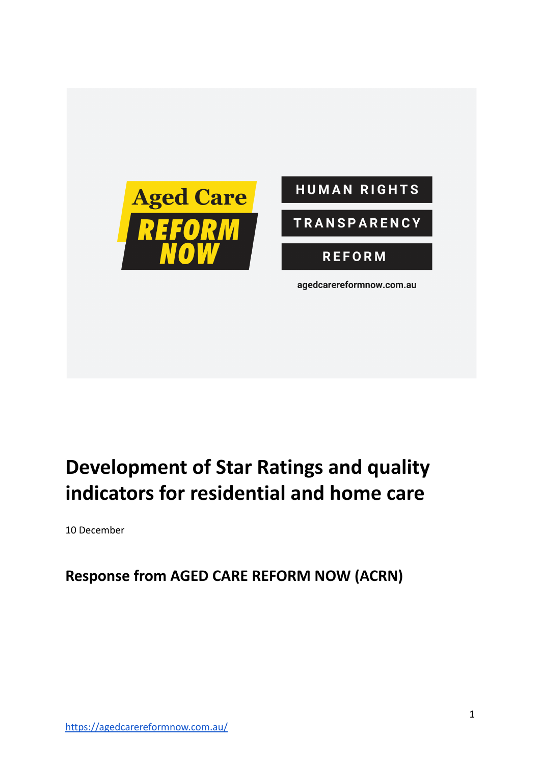Aged Care REFORM NOW

HUMAN RIGHTS

TRANSPARENCY

REFORM

agedcarereformnow.com.au

# Development of Star Ratings and quality indicators for residential and home care

10 December

## Response from AGED CARE REFORM NOW (ACRN)

https://agedcarereformnow.com.au/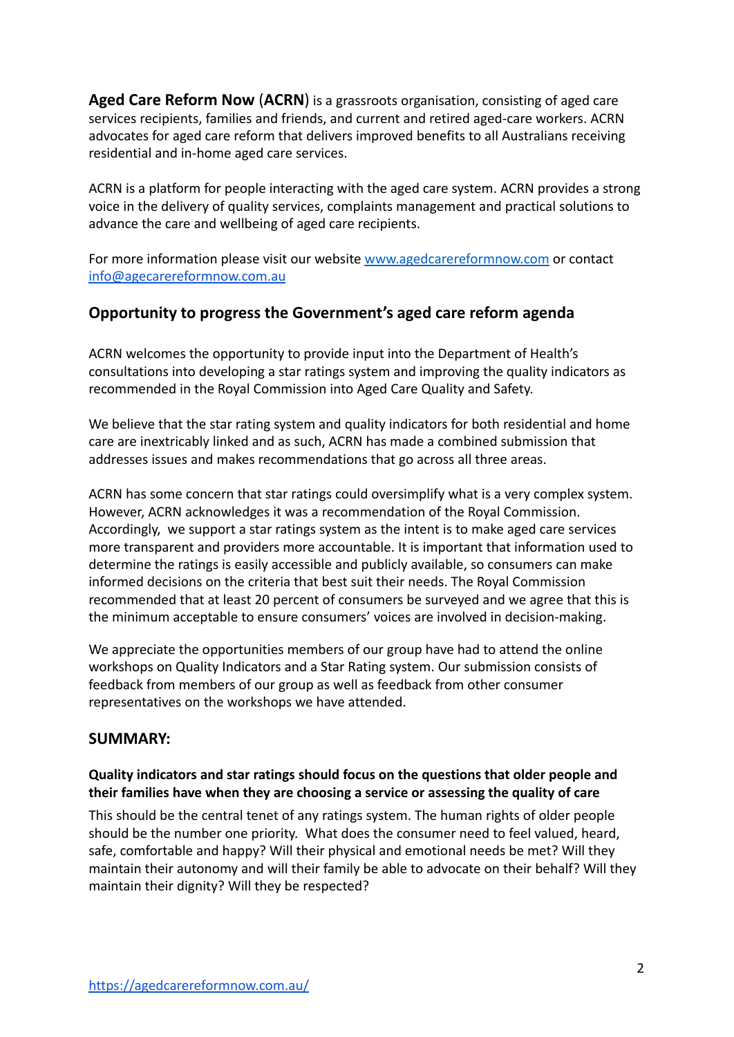**Aged Care Reform Now** (**ACRN**) is a grassroots organisation, consisting of aged care services recipients, families and friends, and current and retired aged-care workers. ACRN advocates for aged care reform that delivers improved benefits to all Australians receiving residential and in-home aged care services.

ACRN is a platform for people interacting with the aged care system. ACRN provides a strong voice in the delivery of quality services, complaints management and practical solutions to advance the care and wellbeing of aged care recipients.

For more information please visit our website [www.agedcarereformnow.com](www.agedcarereformnow.com) or contact [info@agecarereformnow.com.au](mailto:info@agecarereformnow.com.au)

## Opportunity to progress the Government's aged care reform agenda

ACRN welcomes the opportunity to provide input into the Department of Health's consultations into developing a star ratings system and improving the quality indicators as recommended in the Royal Commission into Aged Care Quality and Safety.

We believe that the star rating system and quality indicators for both residential and home care are inextricably linked and as such, ACRN has made a combined submission that addresses issues and makes recommendations that go across all three areas.

ACRN has some concern that star ratings could oversimplify what is a very complex system. However, ACRN acknowledges it was a recommendation of the Royal Commission. Accordingly, we support a star ratings system as the intent is to make aged care services more transparent and providers more accountable. It is important that information used to determine the ratings is easily accessible and publicly available, so consumers can make informed decisions on the criteria that best suit their needs. The Royal Commission recommended that at least 20 percent of consumers be surveyed and we agree that this is the minimum acceptable to ensure consumers' voices are involved in decision-making.

We appreciate the opportunities members of our group have had to attend the online workshops on Quality Indicators and a Star Rating system. Our submission consists of feedback from members of our group as well as feedback from other consumer representatives on the workshops we have attended.

## SUMMARY:

**Quality indicators and star ratings should focus on the questions that older people and their families have when they are choosing a service or assessing the quality of care**

This should be the central tenet of any ratings system. The human rights of older people should be the number one priority. What does the consumer need to feel valued, heard, safe, comfortable and happy? Will their physical and emotional needs be met? Will they maintain their autonomy and will their family be able to advocate on their behalf? Will they maintain their dignity? Will they be respected?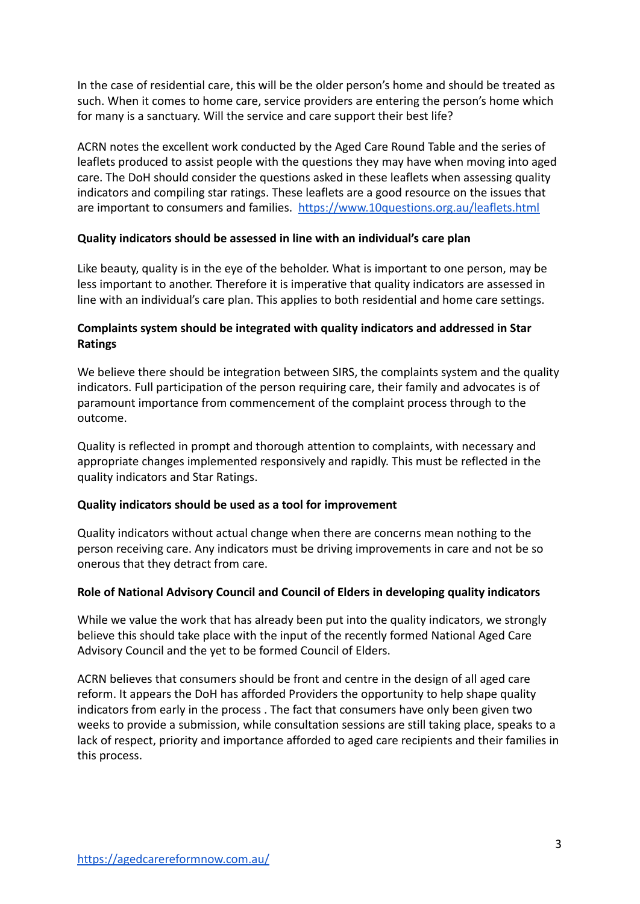In the case of residential care, this will be the older person's home and should be treated as such. When it comes to home care, service providers are entering the person's home which for many is a sanctuary. Will the service and care support their best life?

ACRN notes the excellent work conducted by the Aged Care Round Table and the series of leaflets produced to assist people with the questions they may have when moving into aged care. The DoH should consider the questions asked in these leaflets when assessing quality indicators and compiling star ratings. These leaflets are a good resource on the issues that are important to consumers and families. [https://www.10questions.org.au/leaflets.html](https://www.10questions.org.au/leaflets.html)

**Quality indicators should be assessed in line with an individual's care plan**

Like beauty, quality is in the eye of the beholder. What is important to one person, may be less important to another. Therefore it is imperative that quality indicators are assessed in line with an individual's care plan. This applies to both residential and home care settings.

**Complaints system should be integrated with quality indicators and addressed in Star Ratings**

We believe there should be integration between SIRS, the complaints system and the quality indicators. Full participation of the person requiring care, their family and advocates is of paramount importance from commencement of the complaint process through to the outcome.

Quality is reflected in prompt and thorough attention to complaints, with necessary and appropriate changes implemented responsively and rapidly. This must be reflected in the quality indicators and Star Ratings.

**Quality indicators should be used as a tool for improvement**

Quality indicators without actual change when there are concerns mean nothing to the person receiving care. Any indicators must be driving improvements in care and not be so onerous that they detract from care.

**Role of National Advisory Council and Council of Elders in developing quality indicators**

While we value the work that has already been put into the quality indicators, we strongly believe this should take place with the input of the recently formed National Aged Care Advisory Council and the yet to be formed Council of Elders.

ACRN believes that consumers should be front and centre in the design of all aged care reform. It appears the DoH has afforded Providers the opportunity to help shape quality indicators from early in the process . The fact that consumers have only been given two weeks to provide a submission, while consultation sessions are still taking place, speaks to a lack of respect, priority and importance afforded to aged care recipients and their families in this process.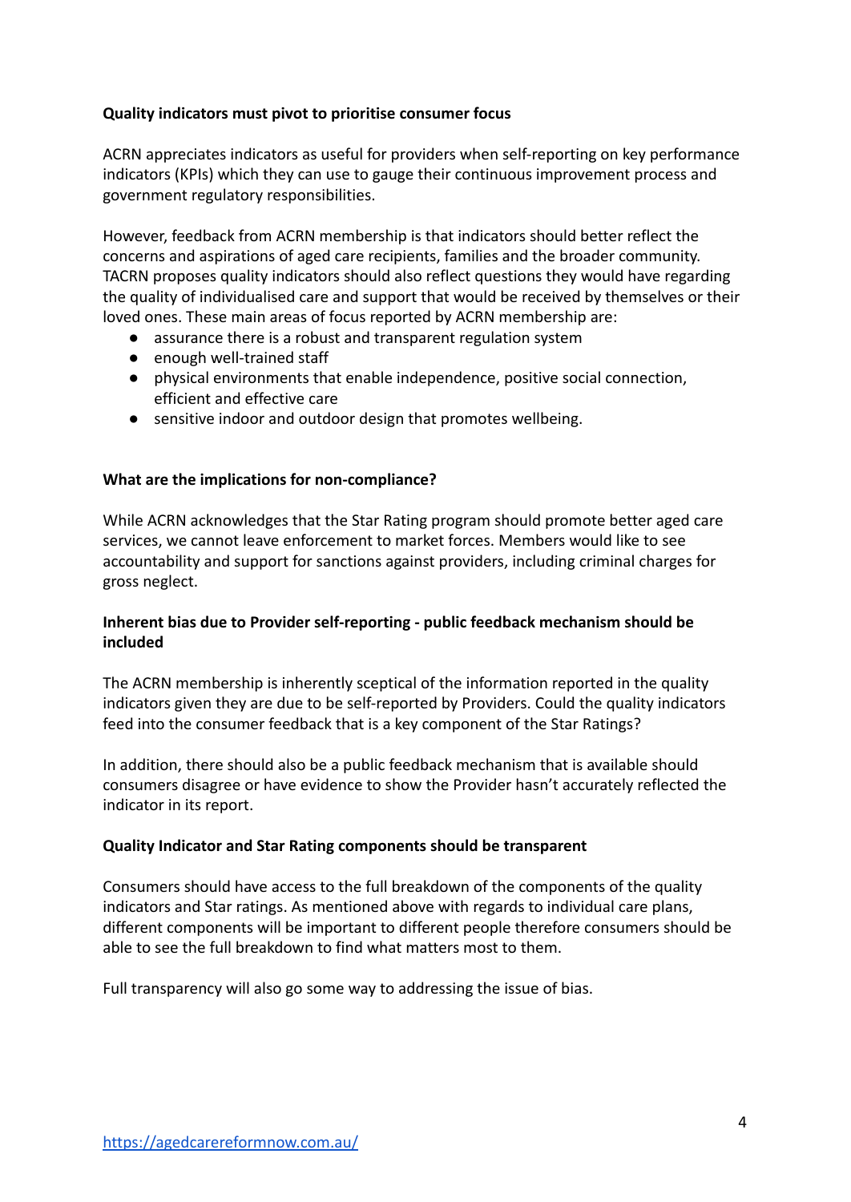**Quality indicators must pivot to prioritise consumer focus**

ACRN appreciates indicators as useful for providers when self-reporting on key performance indicators (KPIs) which they can use to gauge their continuous improvement process and government regulatory responsibilities.

However, feedback from ACRN membership is that indicators should better reflect the concerns and aspirations of aged care recipients, families and the broader community. TACRN proposes quality indicators should also reflect questions they would have regarding the quality of individualised care and support that would be received by themselves or their loved ones. These main areas of focus reported by ACRN membership are:

- assurance there is a robust and transparent regulation system
- enough well-trained staff
- physical environments that enable independence, positive social connection, efficient and effective care
- sensitive indoor and outdoor design that promotes wellbeing.

**What are the implications for non-compliance?**

While ACRN acknowledges that the Star Rating program should promote better aged care services, we cannot leave enforcement to market forces. Members would like to see accountability and support for sanctions against providers, including criminal charges for gross neglect.

**Inherent bias due to Provider self-reporting - public feedback mechanism should be included**

The ACRN membership is inherently sceptical of the information reported in the quality indicators given they are due to be self-reported by Providers. Could the quality indicators feed into the consumer feedback that is a key component of the Star Ratings?

In addition, there should also be a public feedback mechanism that is available should consumers disagree or have evidence to show the Provider hasn't accurately reflected the indicator in its report.

**Quality Indicator and Star Rating components should be transparent**

Consumers should have access to the full breakdown of the components of the quality indicators and Star ratings. As mentioned above with regards to individual care plans, different components will be important to different people therefore consumers should be able to see the full breakdown to find what matters most to them.

Full transparency will also go some way to addressing the issue of bias.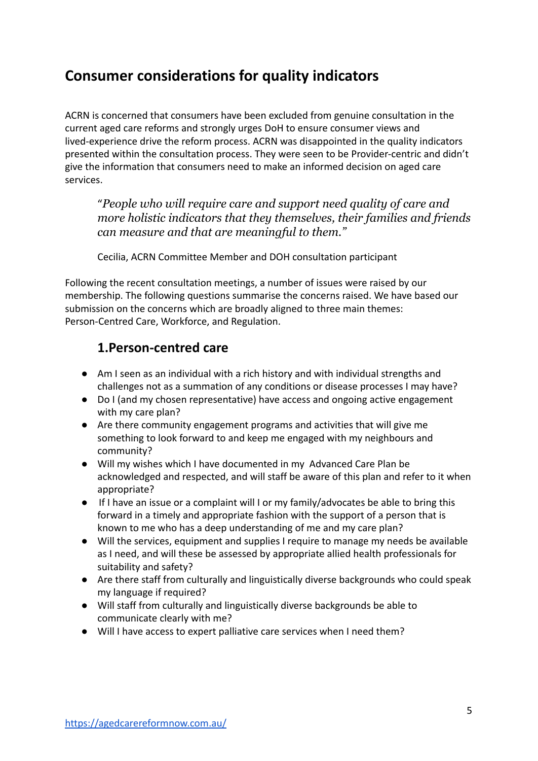## Consumer considerations for quality indicators

ACRN is concerned that consumers have been excluded from genuine consultation in the current aged care reforms and strongly urges DoH to ensure consumer views and lived-experience drive the reform process. ACRN was disappointed in the quality indicators presented within the consultation process. They were seen to be Provider-centric and didn't give the information that consumers need to make an informed decision on aged care services.

> "*People who will require care and support need quality of care and more holistic indicators that they themselves, their families and friends can measure and that are meaningful to them.*"
>
> Cecilia, ACRN Committee Member and DOH consultation participant

Following the recent consultation meetings, a number of issues were raised by our membership. The following questions summarise the concerns raised. We have based our submission on the concerns which are broadly aligned to three main themes: Person-Centred Care, Workforce, and Regulation.

### 1.Person-centred care

- Am I seen as an individual with a rich history and with individual strengths and challenges not as a summation of any conditions or disease processes I may have?
- Do I (and my chosen representative) have access and ongoing active engagement with my care plan?
- Are there community engagement programs and activities that will give me something to look forward to and keep me engaged with my neighbours and community?
- Will my wishes which I have documented in my Advanced Care Plan be acknowledged and respected, and will staff be aware of this plan and refer to it when appropriate?
- If I have an issue or a complaint will I or my family/advocates be able to bring this forward in a timely and appropriate fashion with the support of a person that is known to me who has a deep understanding of me and my care plan?
- Will the services, equipment and supplies I require to manage my needs be available as I need, and will these be assessed by appropriate allied health professionals for suitability and safety?
- Are there staff from culturally and linguistically diverse backgrounds who could speak my language if required?
- Will staff from culturally and linguistically diverse backgrounds be able to communicate clearly with me?
- Will I have access to expert palliative care services when I need them?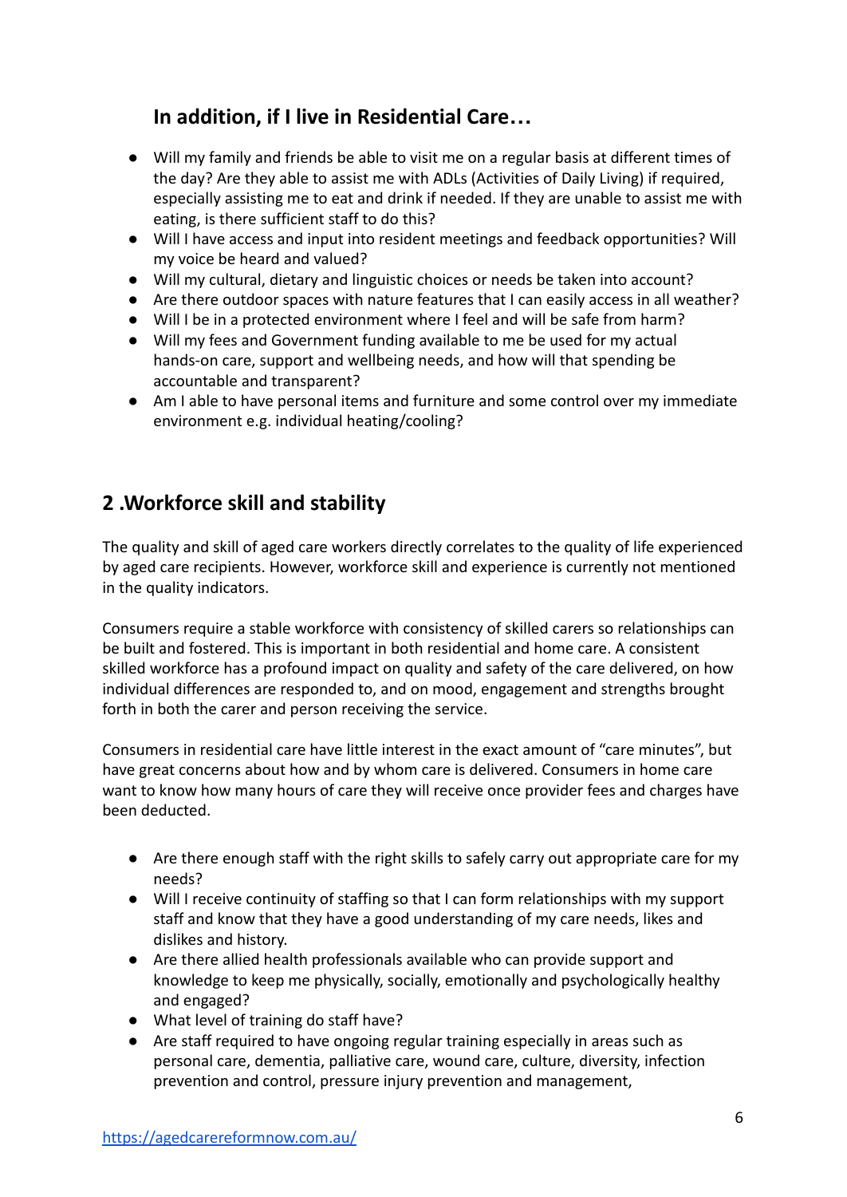## In addition, if I live in Residential Care…

- Will my family and friends be able to visit me on a regular basis at different times of the day? Are they able to assist me with ADLs (Activities of Daily Living) if required, especially assisting me to eat and drink if needed. If they are unable to assist me with eating, is there sufficient staff to do this?
- Will I have access and input into resident meetings and feedback opportunities? Will my voice be heard and valued?
- Will my cultural, dietary and linguistic choices or needs be taken into account?
- Are there outdoor spaces with nature features that I can easily access in all weather?
- Will I be in a protected environment where I feel and will be safe from harm?
- Will my fees and Government funding available to me be used for my actual hands-on care, support and wellbeing needs, and how will that spending be accountable and transparent?
- Am I able to have personal items and furniture and some control over my immediate environment e.g. individual heating/cooling?

## 2 .Workforce skill and stability

The quality and skill of aged care workers directly correlates to the quality of life experienced by aged care recipients. However, workforce skill and experience is currently not mentioned in the quality indicators.

Consumers require a stable workforce with consistency of skilled carers so relationships can be built and fostered. This is important in both residential and home care. A consistent skilled workforce has a profound impact on quality and safety of the care delivered, on how individual differences are responded to, and on mood, engagement and strengths brought forth in both the carer and person receiving the service.

Consumers in residential care have little interest in the exact amount of "care minutes", but have great concerns about how and by whom care is delivered. Consumers in home care want to know how many hours of care they will receive once provider fees and charges have been deducted.

- Are there enough staff with the right skills to safely carry out appropriate care for my needs?
- Will I receive continuity of staffing so that I can form relationships with my support staff and know that they have a good understanding of my care needs, likes and dislikes and history.
- Are there allied health professionals available who can provide support and knowledge to keep me physically, socially, emotionally and psychologically healthy and engaged?
- What level of training do staff have?
- Are staff required to have ongoing regular training especially in areas such as personal care, dementia, palliative care, wound care, culture, diversity, infection prevention and control, pressure injury prevention and management,

https://agedcarereformnow.com.au/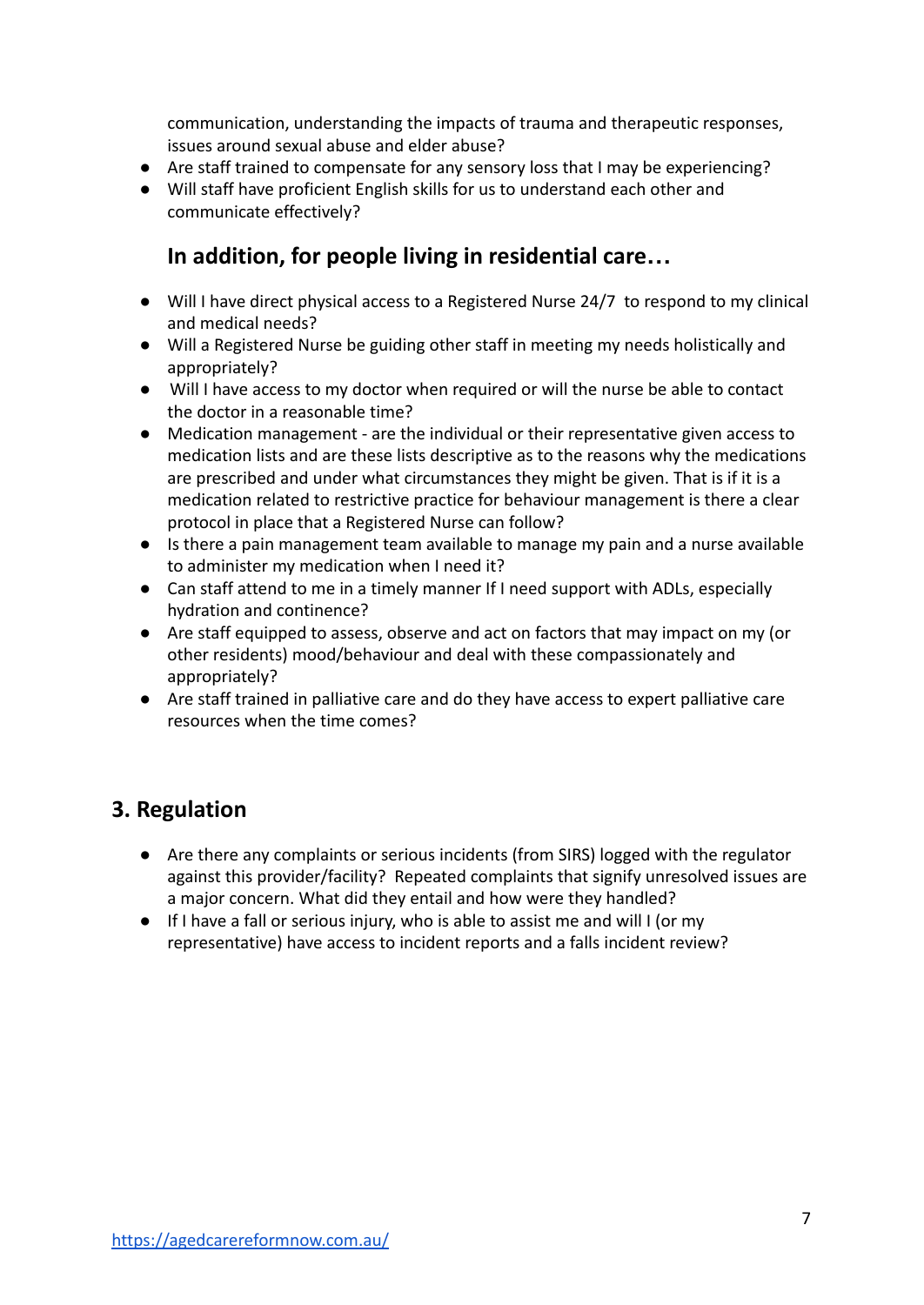communication, understanding the impacts of trauma and therapeutic responses, issues around sexual abuse and elder abuse?

- Are staff trained to compensate for any sensory loss that I may be experiencing?
- Will staff have proficient English skills for us to understand each other and communicate effectively?

### In addition, for people living in residential care…

- Will I have direct physical access to a Registered Nurse 24/7 to respond to my clinical and medical needs?
- Will a Registered Nurse be guiding other staff in meeting my needs holistically and appropriately?
- Will I have access to my doctor when required or will the nurse be able to contact the doctor in a reasonable time?
- Medication management - are the individual or their representative given access to medication lists and are these lists descriptive as to the reasons why the medications are prescribed and under what circumstances they might be given. That is if it is a medication related to restrictive practice for behaviour management is there a clear protocol in place that a Registered Nurse can follow?
- Is there a pain management team available to manage my pain and a nurse available to administer my medication when I need it?
- Can staff attend to me in a timely manner If I need support with ADLs, especially hydration and continence?
- Are staff equipped to assess, observe and act on factors that may impact on my (or other residents) mood/behaviour and deal with these compassionately and appropriately?
- Are staff trained in palliative care and do they have access to expert palliative care resources when the time comes?

## 3. Regulation

- Are there any complaints or serious incidents (from SIRS) logged with the regulator against this provider/facility? Repeated complaints that signify unresolved issues are a major concern. What did they entail and how were they handled?
- If I have a fall or serious injury, who is able to assist me and will I (or my representative) have access to incident reports and a falls incident review?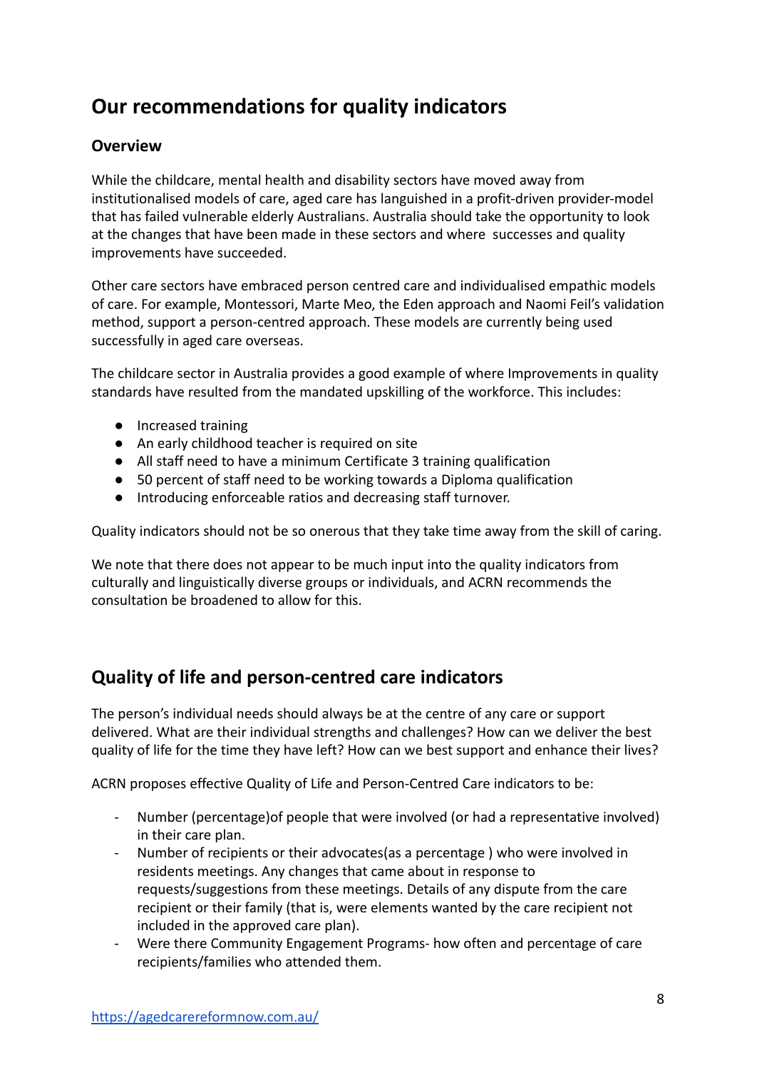## Our recommendations for quality indicators

### Overview

While the childcare, mental health and disability sectors have moved away from institutionalised models of care, aged care has languished in a profit-driven provider-model that has failed vulnerable elderly Australians. Australia should take the opportunity to look at the changes that have been made in these sectors and where successes and quality improvements have succeeded.

Other care sectors have embraced person centred care and individualised empathic models of care. For example, Montessori, Marte Meo, the Eden approach and Naomi Feil's validation method, support a person-centred approach. These models are currently being used successfully in aged care overseas.

The childcare sector in Australia provides a good example of where Improvements in quality standards have resulted from the mandated upskilling of the workforce. This includes:

- Increased training
- An early childhood teacher is required on site
- All staff need to have a minimum Certificate 3 training qualification
- 50 percent of staff need to be working towards a Diploma qualification
- Introducing enforceable ratios and decreasing staff turnover.

Quality indicators should not be so onerous that they take time away from the skill of caring.

We note that there does not appear to be much input into the quality indicators from culturally and linguistically diverse groups or individuals, and ACRN recommends the consultation be broadened to allow for this.

## Quality of life and person-centred care indicators

The person's individual needs should always be at the centre of any care or support delivered. What are their individual strengths and challenges? How can we deliver the best quality of life for the time they have left? How can we best support and enhance their lives?

ACRN proposes effective Quality of Life and Person-Centred Care indicators to be:

- Number (percentage)of people that were involved (or had a representative involved) in their care plan.
- Number of recipients or their advocates(as a percentage ) who were involved in residents meetings. Any changes that came about in response to requests/suggestions from these meetings. Details of any dispute from the care recipient or their family (that is, were elements wanted by the care recipient not included in the approved care plan).
- Were there Community Engagement Programs- how often and percentage of care recipients/families who attended them.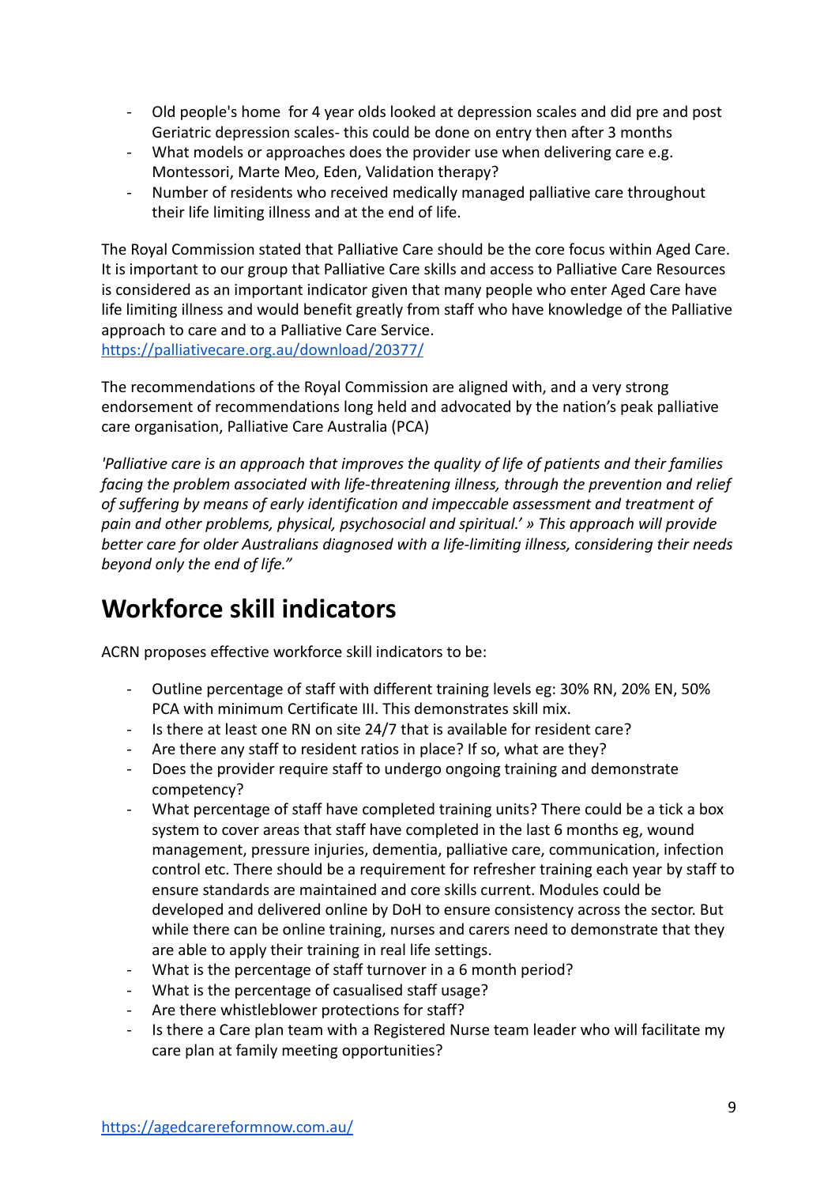- Old people's home for 4 year olds looked at depression scales and did pre and post Geriatric depression scales- this could be done on entry then after 3 months
- What models or approaches does the provider use when delivering care e.g. Montessori, Marte Meo, Eden, Validation therapy?
- Number of residents who received medically managed palliative care throughout their life limiting illness and at the end of life.

The Royal Commission stated that Palliative Care should be the core focus within Aged Care. It is important to our group that Palliative Care skills and access to Palliative Care Resources is considered as an important indicator given that many people who enter Aged Care have life limiting illness and would benefit greatly from staff who have knowledge of the Palliative approach to care and to a Palliative Care Service.
https://palliativecare.org.au/download/20377/

The recommendations of the Royal Commission are aligned with, and a very strong endorsement of recommendations long held and advocated by the nation's peak palliative care organisation, Palliative Care Australia (PCA)

*'Palliative care is an approach that improves the quality of life of patients and their families facing the problem associated with life-threatening illness, through the prevention and relief of suffering by means of early identification and impeccable assessment and treatment of pain and other problems, physical, psychosocial and spiritual.' » This approach will provide better care for older Australians diagnosed with a life-limiting illness, considering their needs beyond only the end of life."*

## Workforce skill indicators

ACRN proposes effective workforce skill indicators to be:

- Outline percentage of staff with different training levels eg: 30% RN, 20% EN, 50% PCA with minimum Certificate III. This demonstrates skill mix.
- Is there at least one RN on site 24/7 that is available for resident care?
- Are there any staff to resident ratios in place? If so, what are they?
- Does the provider require staff to undergo ongoing training and demonstrate competency?
- What percentage of staff have completed training units? There could be a tick a box system to cover areas that staff have completed in the last 6 months eg, wound management, pressure injuries, dementia, palliative care, communication, infection control etc. There should be a requirement for refresher training each year by staff to ensure standards are maintained and core skills current. Modules could be developed and delivered online by DoH to ensure consistency across the sector. But while there can be online training, nurses and carers need to demonstrate that they are able to apply their training in real life settings.
- What is the percentage of staff turnover in a 6 month period?
- What is the percentage of casualised staff usage?
- Are there whistleblower protections for staff?
- Is there a Care plan team with a Registered Nurse team leader who will facilitate my care plan at family meeting opportunities?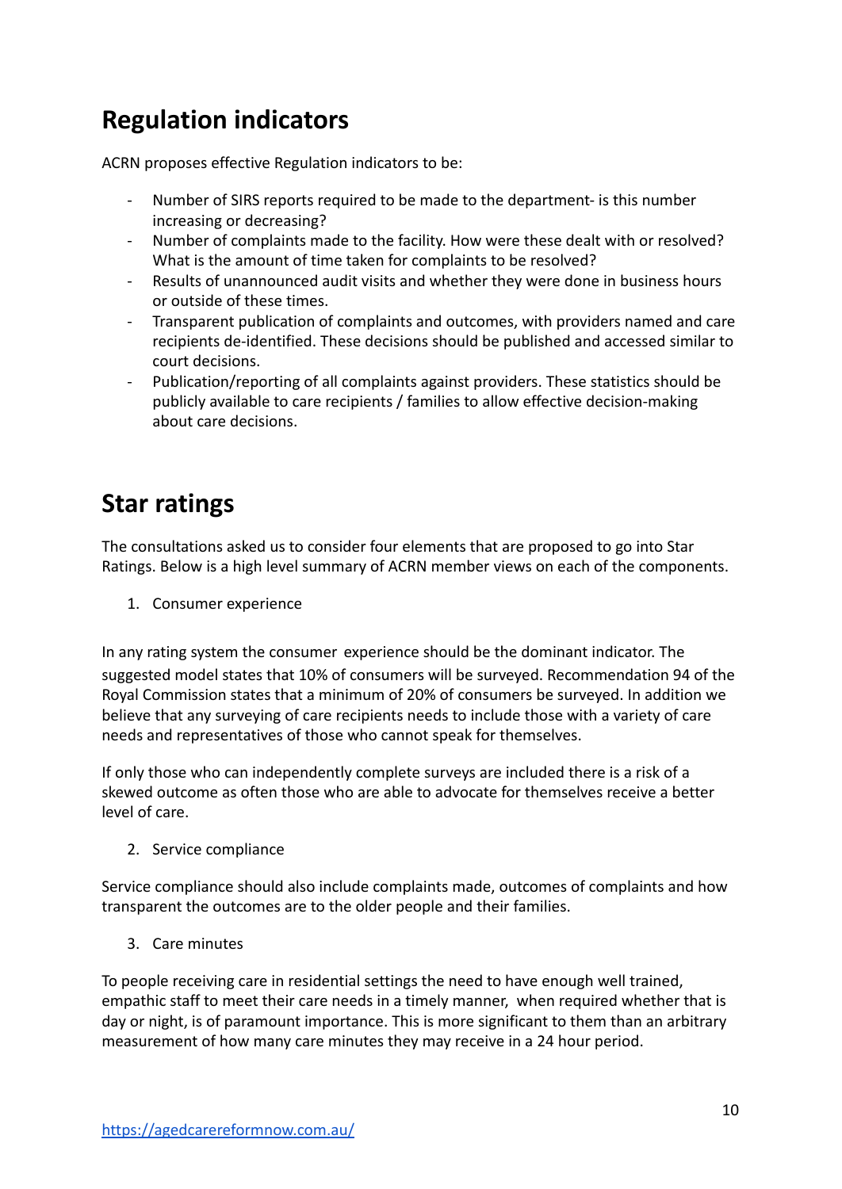## Regulation indicators

ACRN proposes effective Regulation indicators to be:

- Number of SIRS reports required to be made to the department- is this number increasing or decreasing?
- Number of complaints made to the facility. How were these dealt with or resolved? What is the amount of time taken for complaints to be resolved?
- Results of unannounced audit visits and whether they were done in business hours or outside of these times.
- Transparent publication of complaints and outcomes, with providers named and care recipients de-identified. These decisions should be published and accessed similar to court decisions.
- Publication/reporting of all complaints against providers. These statistics should be publicly available to care recipients / families to allow effective decision-making about care decisions.

## Star ratings

The consultations asked us to consider four elements that are proposed to go into Star Ratings. Below is a high level summary of ACRN member views on each of the components.

1. Consumer experience

In any rating system the consumer experience should be the dominant indicator. The suggested model states that 10% of consumers will be surveyed. Recommendation 94 of the Royal Commission states that a minimum of 20% of consumers be surveyed. In addition we believe that any surveying of care recipients needs to include those with a variety of care needs and representatives of those who cannot speak for themselves.

If only those who can independently complete surveys are included there is a risk of a skewed outcome as often those who are able to advocate for themselves receive a better level of care.

2. Service compliance

Service compliance should also include complaints made, outcomes of complaints and how transparent the outcomes are to the older people and their families.

3. Care minutes

To people receiving care in residential settings the need to have enough well trained, empathic staff to meet their care needs in a timely manner, when required whether that is day or night, is of paramount importance. This is more significant to them than an arbitrary measurement of how many care minutes they may receive in a 24 hour period.

https://agedcarereformnow.com.au/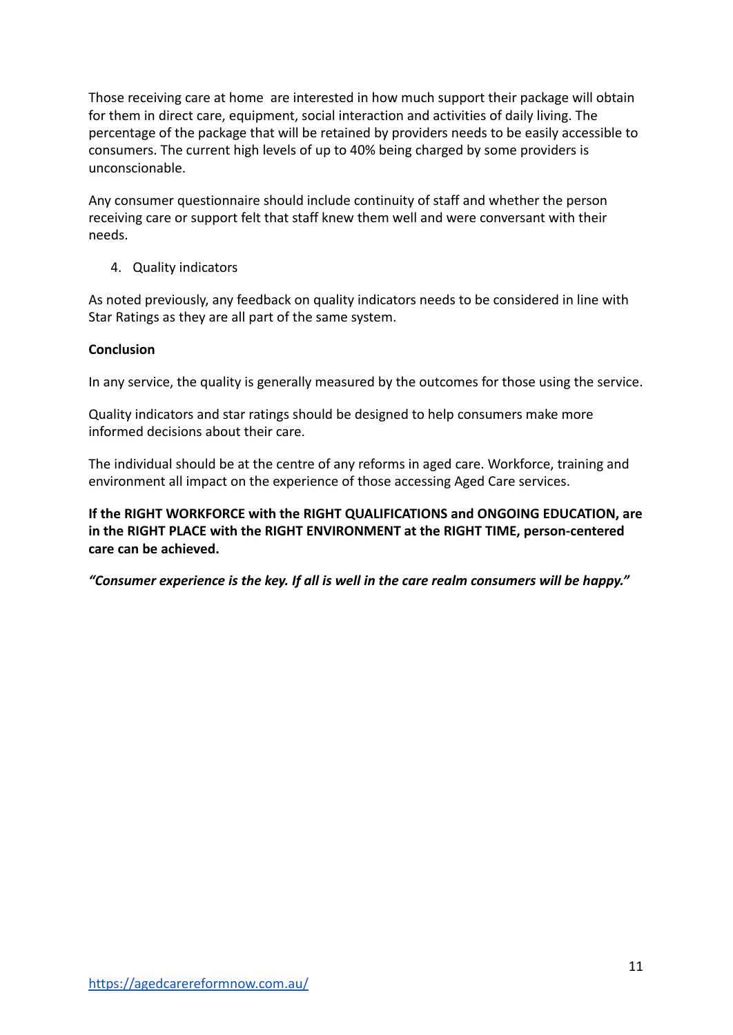Those receiving care at home are interested in how much support their package will obtain for them in direct care, equipment, social interaction and activities of daily living. The percentage of the package that will be retained by providers needs to be easily accessible to consumers. The current high levels of up to 40% being charged by some providers is unconscionable.

Any consumer questionnaire should include continuity of staff and whether the person receiving care or support felt that staff knew them well and were conversant with their needs.

4. Quality indicators

As noted previously, any feedback on quality indicators needs to be considered in line with Star Ratings as they are all part of the same system.

**Conclusion**

In any service, the quality is generally measured by the outcomes for those using the service.

Quality indicators and star ratings should be designed to help consumers make more informed decisions about their care.

The individual should be at the centre of any reforms in aged care. Workforce, training and environment all impact on the experience of those accessing Aged Care services.

**If the RIGHT WORKFORCE with the RIGHT QUALIFICATIONS and ONGOING EDUCATION, are in the RIGHT PLACE with the RIGHT ENVIRONMENT at the RIGHT TIME, person-centered care can be achieved.**

***"Consumer experience is the key. If all is well in the care realm consumers will be happy."***